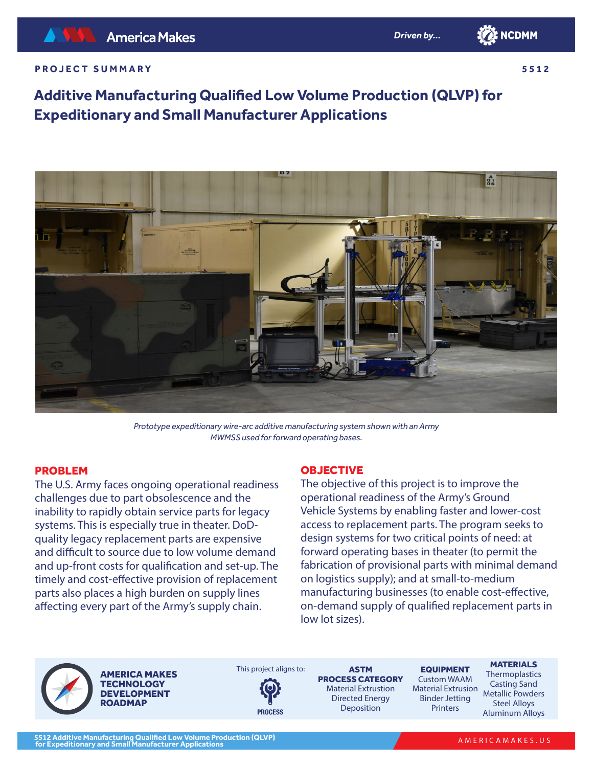**PROJECT SUMMARY** 5512

# Additive Manufacturing Qualified Low Volume Production (QLVP) for Expeditionary and Small Manufacturer Applications

*Prototype expeditionary wire-arc additive manufacturing system shown with an Army MWMSS used for forward operating bases.*

## PROBLEM

The U.S. Army faces ongoing operational readiness challenges due to part obsolescence and the inability to rapidly obtain service parts for legacy systems. This is especially true in theater. DoD-quality legacy replacement parts are expensive and difficult to source due to low volume demand and up-front costs for qualification and set-up. The timely and cost-effective provision of replacement parts also places a high burden on supply lines affecting every part of the Army's supply chain.

## OBJECTIVE

The objective of this project is to improve the operational readiness of the Army's Ground Vehicle Systems by enabling faster and lower-cost access to replacement parts. The program seeks to design systems for two critical points of need: at forward operating bases in theater (to permit the fabrication of provisional parts with minimal demand on logistics supply); and at small-to-medium manufacturing businesses (to enable cost-effective, on-demand supply of qualified replacement parts in low lot sizes).

**AMERICA MAKES TECHNOLOGY DEVELOPMENT ROADMAP**

This project aligns to: PROCESS

**ASTM PROCESS CATEGORY**
Material Extrusion
Directed Energy Deposition

**EQUIPMENT**
Custom WAAM
Material Extrusion
Binder Jetting Printers

**MATERIALS**
Thermoplastics
Casting Sand
Metallic Powders
Steel Alloys
Aluminum Alloys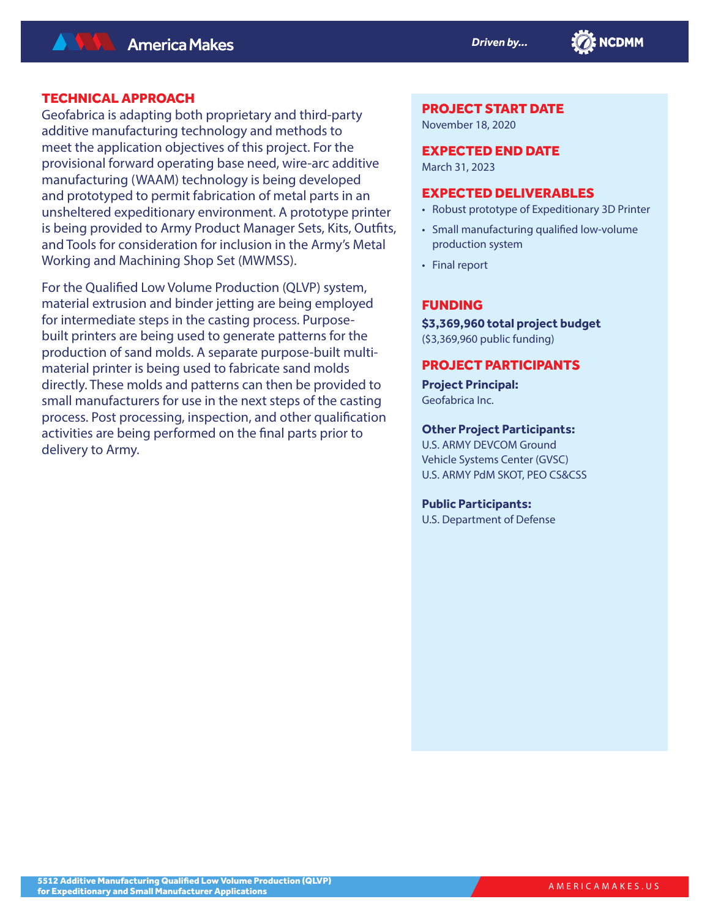## TECHNICAL APPROACH

Geofabrica is adapting both proprietary and third-party additive manufacturing technology and methods to meet the application objectives of this project. For the provisional forward operating base need, wire-arc additive manufacturing (WAAM) technology is being developed and prototyped to permit fabrication of metal parts in an unsheltered expeditionary environment. A prototype printer is being provided to Army Product Manager Sets, Kits, Outfits, and Tools for consideration for inclusion in the Army's Metal Working and Machining Shop Set (MWMSS).

For the Qualified Low Volume Production (QLVP) system, material extrusion and binder jetting are being employed for intermediate steps in the casting process. Purpose-built printers are being used to generate patterns for the production of sand molds. A separate purpose-built multi-material printer is being used to fabricate sand molds directly. These molds and patterns can then be provided to small manufacturers for use in the next steps of the casting process. Post processing, inspection, and other qualification activities are being performed on the final parts prior to delivery to Army.

## PROJECT START DATE

November 18, 2020

## EXPECTED END DATE

March 31, 2023

## EXPECTED DELIVERABLES

- Robust prototype of Expeditionary 3D Printer
- Small manufacturing qualified low-volume production system
- Final report

## FUNDING

**$3,369,960 total project budget**
($3,369,960 public funding)

## PROJECT PARTICIPANTS

**Project Principal:**
Geofabrica Inc.

**Other Project Participants:**
U.S. ARMY DEVCOM Ground Vehicle Systems Center (GVSC)
U.S. ARMY PdM SKOT, PEO CS&CSS

**Public Participants:**
U.S. Department of Defense